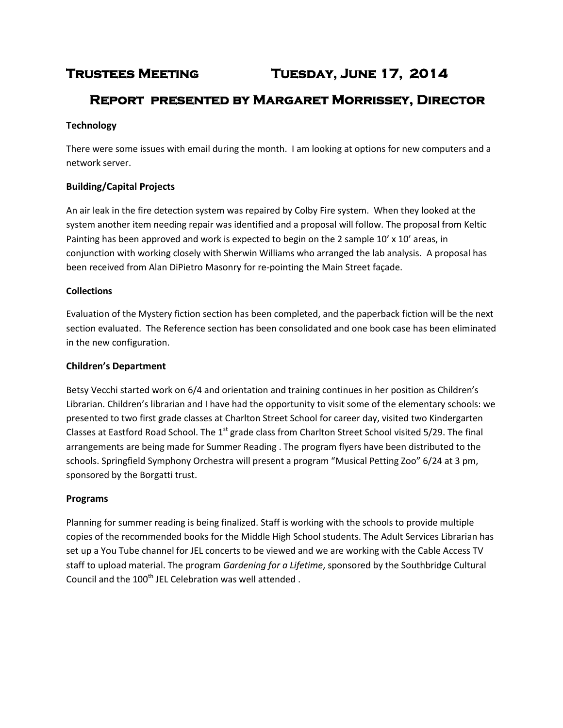# Trustees Meeting Tuesday, June 17, 2014

## Report presented by Margaret Morrissey, Director

**Technology**

There were some issues with email during the month. I am looking at options for new computers and a network server.

**Building/Capital Projects**

An air leak in the fire detection system was repaired by Colby Fire system. When they looked at the system another item needing repair was identified and a proposal will follow. The proposal from Keltic Painting has been approved and work is expected to begin on the 2 sample 10' x 10' areas, in conjunction with working closely with Sherwin Williams who arranged the lab analysis. A proposal has been received from Alan DiPietro Masonry for re-pointing the Main Street façade.

**Collections**

Evaluation of the Mystery fiction section has been completed, and the paperback fiction will be the next section evaluated. The Reference section has been consolidated and one book case has been eliminated in the new configuration.

**Children's Department**

Betsy Vecchi started work on 6/4 and orientation and training continues in her position as Children's Librarian. Children's librarian and I have had the opportunity to visit some of the elementary schools: we presented to two first grade classes at Charlton Street School for career day, visited two Kindergarten Classes at Eastford Road School. The 1st grade class from Charlton Street School visited 5/29. The final arrangements are being made for Summer Reading . The program flyers have been distributed to the schools. Springfield Symphony Orchestra will present a program "Musical Petting Zoo" 6/24 at 3 pm, sponsored by the Borgatti trust.

**Programs**

Planning for summer reading is being finalized. Staff is working with the schools to provide multiple copies of the recommended books for the Middle High School students. The Adult Services Librarian has set up a You Tube channel for JEL concerts to be viewed and we are working with the Cable Access TV staff to upload material. The program *Gardening for a Lifetime*, sponsored by the Southbridge Cultural Council and the 100th JEL Celebration was well attended .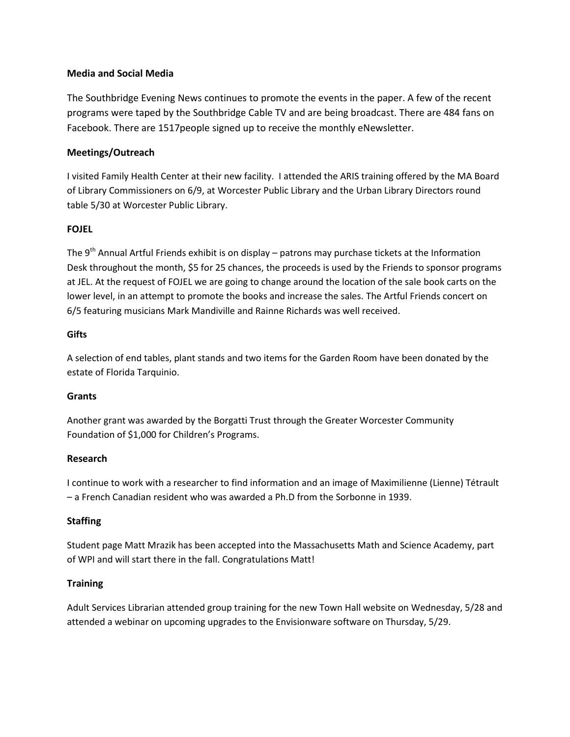**Media and Social Media**

The Southbridge Evening News continues to promote the events in the paper. A few of the recent programs were taped by the Southbridge Cable TV and are being broadcast. There are 484 fans on Facebook. There are 1517people signed up to receive the monthly eNewsletter.

**Meetings/Outreach**

I visited Family Health Center at their new facility. I attended the ARIS training offered by the MA Board of Library Commissioners on 6/9, at Worcester Public Library and the Urban Library Directors round table 5/30 at Worcester Public Library.

**FOJEL**

The 9th Annual Artful Friends exhibit is on display – patrons may purchase tickets at the Information Desk throughout the month, $5 for 25 chances, the proceeds is used by the Friends to sponsor programs at JEL. At the request of FOJEL we are going to change around the location of the sale book carts on the lower level, in an attempt to promote the books and increase the sales. The Artful Friends concert on 6/5 featuring musicians Mark Mandiville and Rainne Richards was well received.

**Gifts**

A selection of end tables, plant stands and two items for the Garden Room have been donated by the estate of Florida Tarquinio.

**Grants**

Another grant was awarded by the Borgatti Trust through the Greater Worcester Community Foundation of $1,000 for Children's Programs.

**Research**

I continue to work with a researcher to find information and an image of Maximilienne (Lienne) Tétrault – a French Canadian resident who was awarded a Ph.D from the Sorbonne in 1939.

**Staffing**

Student page Matt Mrazik has been accepted into the Massachusetts Math and Science Academy, part of WPI and will start there in the fall. Congratulations Matt!

**Training**

Adult Services Librarian attended group training for the new Town Hall website on Wednesday, 5/28 and attended a webinar on upcoming upgrades to the Envisionware software on Thursday, 5/29.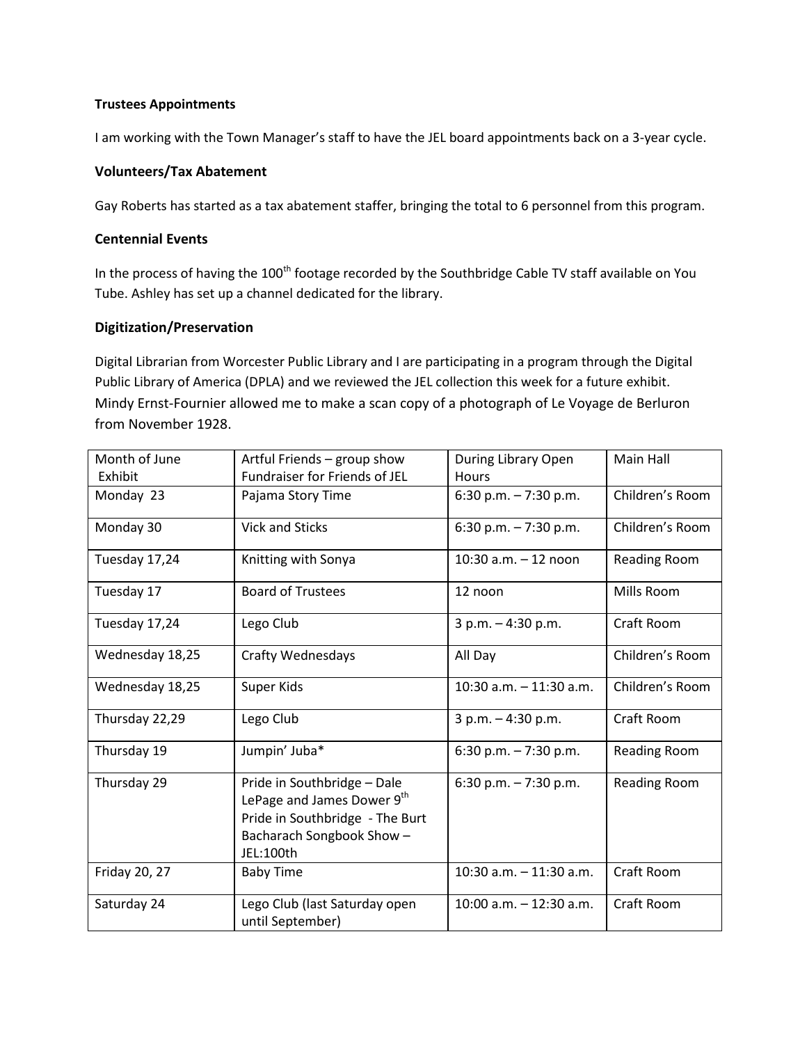**Trustees Appointments**

I am working with the Town Manager's staff to have the JEL board appointments back on a 3-year cycle.

**Volunteers/Tax Abatement**

Gay Roberts has started as a tax abatement staffer, bringing the total to 6 personnel from this program.

**Centennial Events**

In the process of having the 100th footage recorded by the Southbridge Cable TV staff available on You Tube. Ashley has set up a channel dedicated for the library.

**Digitization/Preservation**

Digital Librarian from Worcester Public Library and I are participating in a program through the Digital Public Library of America (DPLA) and we reviewed the JEL collection this week for a future exhibit. Mindy Ernst-Fournier allowed me to make a scan copy of a photograph of Le Voyage de Berluron from November 1928.

| Month of June Exhibit | Artful Friends – group show Fundraiser for Friends of JEL | During Library Open Hours | Main Hall |
|---|---|---|---|
| Monday 23 | Pajama Story Time | 6:30 p.m. – 7:30 p.m. | Children's Room |
| Monday 30 | Vick and Sticks | 6:30 p.m. – 7:30 p.m. | Children's Room |
| Tuesday 17,24 | Knitting with Sonya | 10:30 a.m. – 12 noon | Reading Room |
| Tuesday 17 | Board of Trustees | 12 noon | Mills Room |
| Tuesday 17,24 | Lego Club | 3 p.m. – 4:30 p.m. | Craft Room |
| Wednesday 18,25 | Crafty Wednesdays | All Day | Children's Room |
| Wednesday 18,25 | Super Kids | 10:30 a.m. – 11:30 a.m. | Children's Room |
| Thursday 22,29 | Lego Club | 3 p.m. – 4:30 p.m. | Craft Room |
| Thursday 19 | Jumpin' Juba* | 6:30 p.m. – 7:30 p.m. | Reading Room |
| Thursday 29 | Pride in Southbridge – Dale LePage and James Dower 9th Pride in Southbridge - The Burt Bacharach Songbook Show – JEL:100th | 6:30 p.m. – 7:30 p.m. | Reading Room |
| Friday 20, 27 | Baby Time | 10:30 a.m. – 11:30 a.m. | Craft Room |
| Saturday 24 | Lego Club (last Saturday open until September) | 10:00 a.m. – 12:30 a.m. | Craft Room |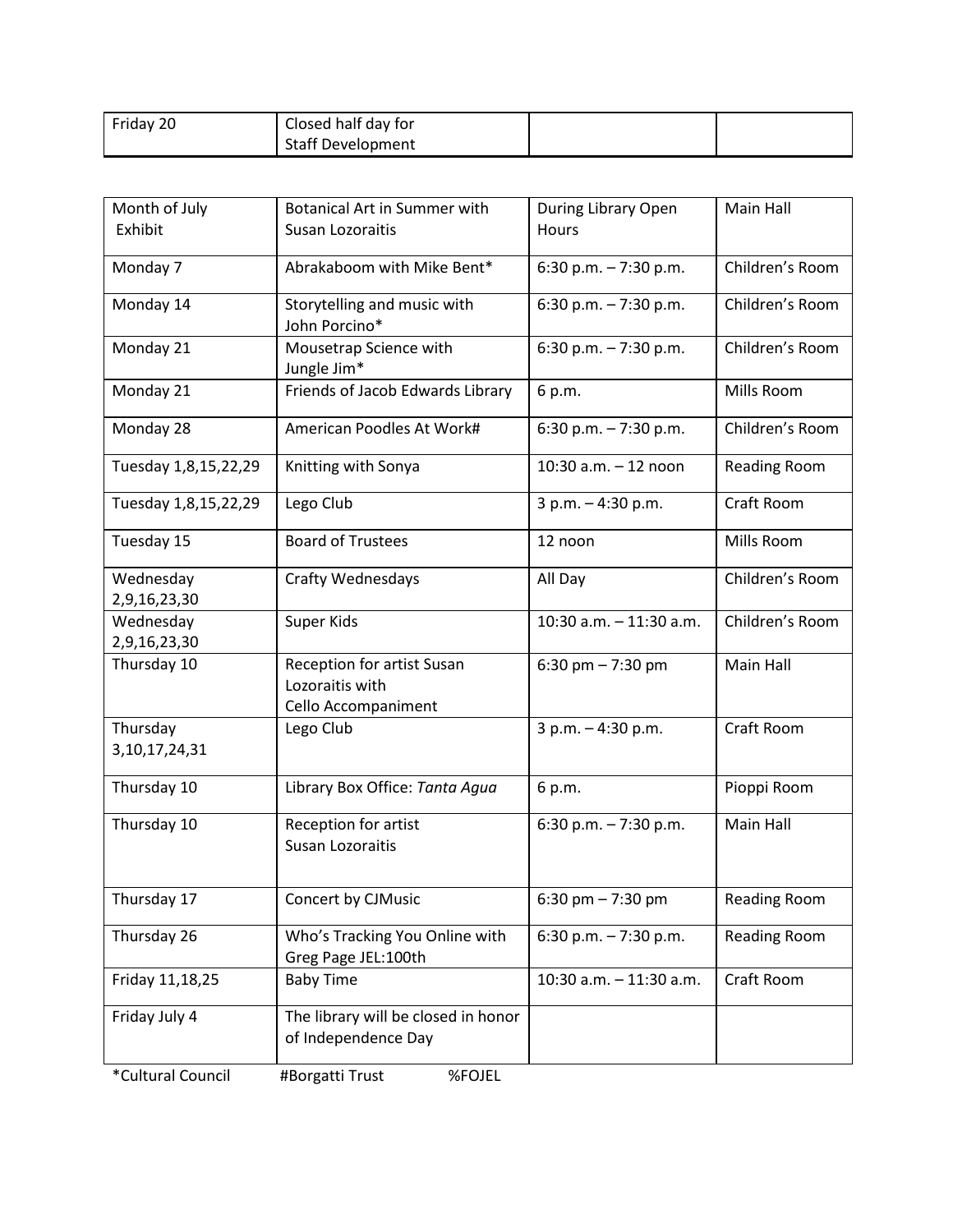| | | | |
|---|---|---|---|
| Friday 20 | Closed half day for Staff Development | | |

| | | | |
|---|---|---|---|
| Month of July Exhibit | Botanical Art in Summer with Susan Lozoraitis | During Library Open Hours | Main Hall |
| Monday 7 | Abrakaboom with Mike Bent* | 6:30 p.m. – 7:30 p.m. | Children's Room |
| Monday 14 | Storytelling and music with John Porcino* | 6:30 p.m. – 7:30 p.m. | Children's Room |
| Monday 21 | Mousetrap Science with Jungle Jim* | 6:30 p.m. – 7:30 p.m. | Children's Room |
| Monday 21 | Friends of Jacob Edwards Library | 6 p.m. | Mills Room |
| Monday 28 | American Poodles At Work# | 6:30 p.m. – 7:30 p.m. | Children's Room |
| Tuesday 1,8,15,22,29 | Knitting with Sonya | 10:30 a.m. – 12 noon | Reading Room |
| Tuesday 1,8,15,22,29 | Lego Club | 3 p.m. – 4:30 p.m. | Craft Room |
| Tuesday 15 | Board of Trustees | 12 noon | Mills Room |
| Wednesday 2,9,16,23,30 | Crafty Wednesdays | All Day | Children's Room |
| Wednesday 2,9,16,23,30 | Super Kids | 10:30 a.m. – 11:30 a.m. | Children's Room |
| Thursday 10 | Reception for artist Susan Lozoraitis with Cello Accompaniment | 6:30 pm – 7:30 pm | Main Hall |
| Thursday 3,10,17,24,31 | Lego Club | 3 p.m. – 4:30 p.m. | Craft Room |
| Thursday 10 | Library Box Office: *Tanta Agua* | 6 p.m. | Pioppi Room |
| Thursday 10 | Reception for artist Susan Lozoraitis | 6:30 p.m. – 7:30 p.m. | Main Hall |
| Thursday 17 | Concert by CJMusic | 6:30 pm – 7:30 pm | Reading Room |
| Thursday 26 | Who's Tracking You Online with Greg Page JEL:100th | 6:30 p.m. – 7:30 p.m. | Reading Room |
| Friday 11,18,25 | Baby Time | 10:30 a.m. – 11:30 a.m. | Craft Room |
| Friday July 4 | The library will be closed in honor of Independence Day | | |

*Cultural Council #Borgatti Trust %FOJEL